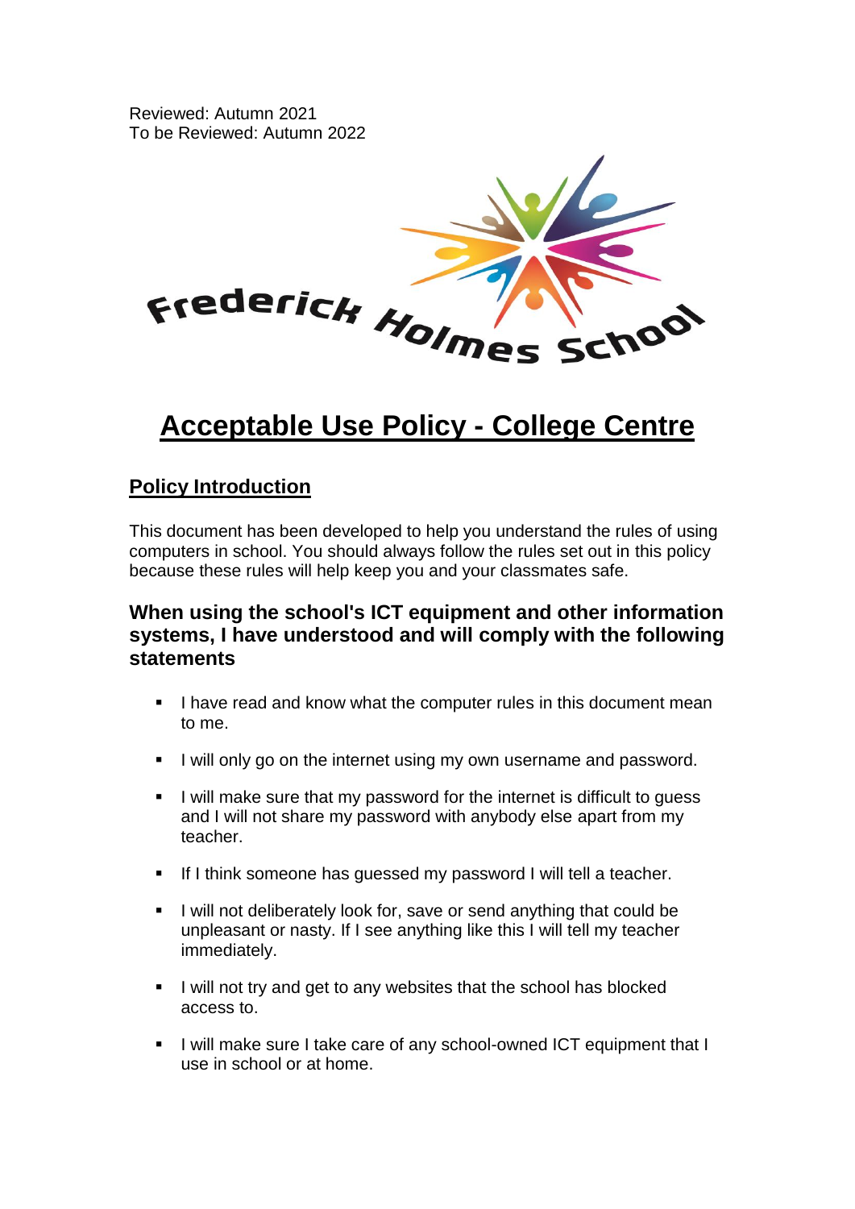Reviewed: Autumn 2021
To be Reviewed: Autumn 2022

Frederick Holmes School

# Acceptable Use Policy - College Centre

## Policy Introduction

This document has been developed to help you understand the rules of using computers in school. You should always follow the rules set out in this policy because these rules will help keep you and your classmates safe.

### When using the school's ICT equipment and other information systems, I have understood and will comply with the following statements

- I have read and know what the computer rules in this document mean to me.
- I will only go on the internet using my own username and password.
- I will make sure that my password for the internet is difficult to guess and I will not share my password with anybody else apart from my teacher.
- If I think someone has guessed my password I will tell a teacher.
- I will not deliberately look for, save or send anything that could be unpleasant or nasty. If I see anything like this I will tell my teacher immediately.
- I will not try and get to any websites that the school has blocked access to.
- I will make sure I take care of any school-owned ICT equipment that I use in school or at home.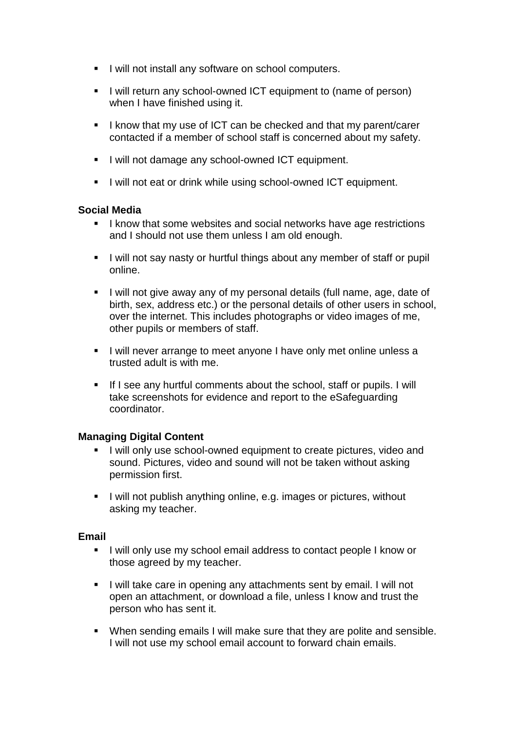- I will not install any software on school computers.
- I will return any school-owned ICT equipment to (name of person) when I have finished using it.
- I know that my use of ICT can be checked and that my parent/carer contacted if a member of school staff is concerned about my safety.
- I will not damage any school-owned ICT equipment.
- I will not eat or drink while using school-owned ICT equipment.

**Social Media**

- I know that some websites and social networks have age restrictions and I should not use them unless I am old enough.
- I will not say nasty or hurtful things about any member of staff or pupil online.
- I will not give away any of my personal details (full name, age, date of birth, sex, address etc.) or the personal details of other users in school, over the internet. This includes photographs or video images of me, other pupils or members of staff.
- I will never arrange to meet anyone I have only met online unless a trusted adult is with me.
- If I see any hurtful comments about the school, staff or pupils. I will take screenshots for evidence and report to the eSafeguarding coordinator.

**Managing Digital Content**

- I will only use school-owned equipment to create pictures, video and sound. Pictures, video and sound will not be taken without asking permission first.
- I will not publish anything online, e.g. images or pictures, without asking my teacher.

**Email**

- I will only use my school email address to contact people I know or those agreed by my teacher.
- I will take care in opening any attachments sent by email. I will not open an attachment, or download a file, unless I know and trust the person who has sent it.
- When sending emails I will make sure that they are polite and sensible. I will not use my school email account to forward chain emails.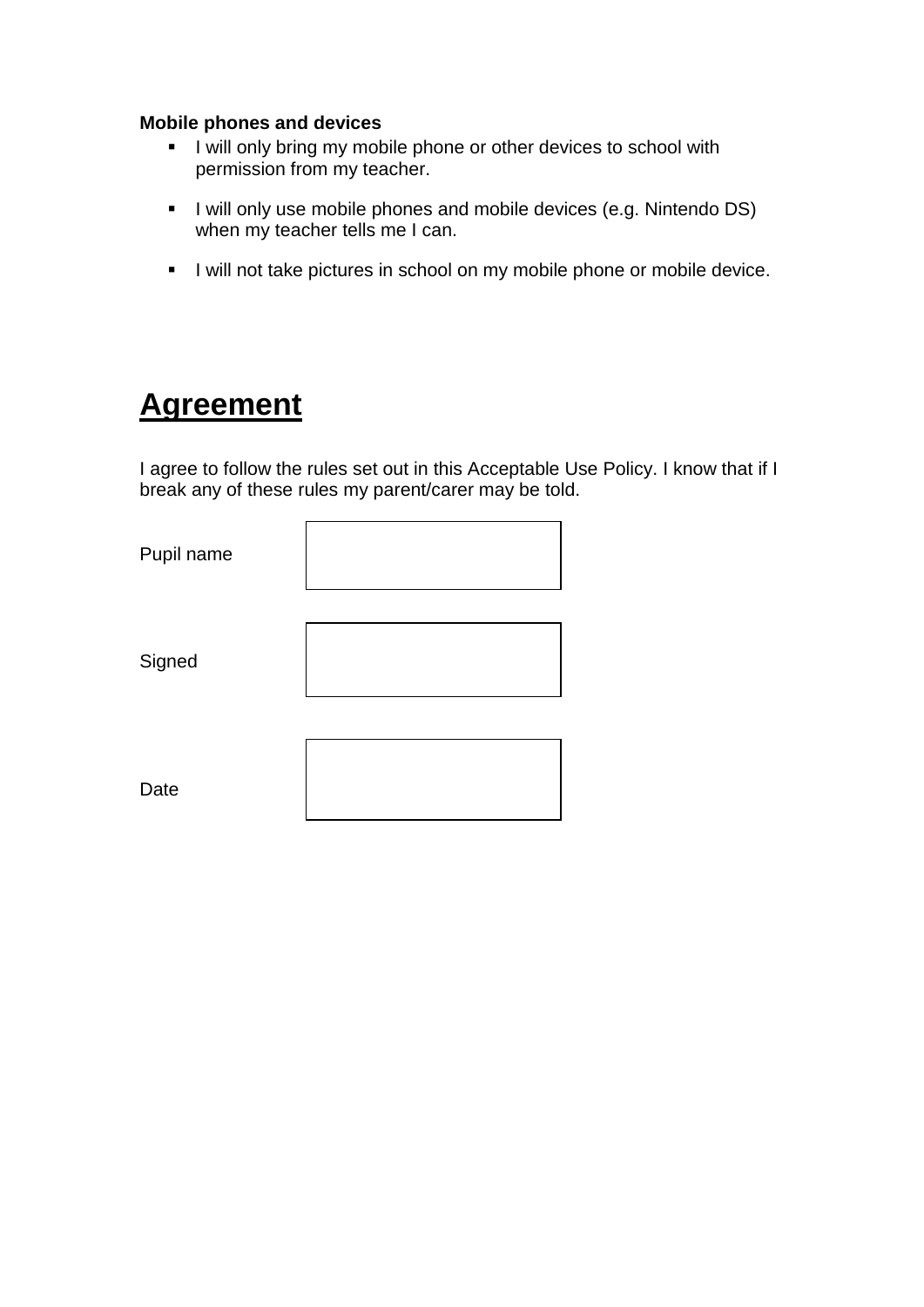**Mobile phones and devices**

- I will only bring my mobile phone or other devices to school with permission from my teacher.
- I will only use mobile phones and mobile devices (e.g. Nintendo DS) when my teacher tells me I can.
- I will not take pictures in school on my mobile phone or mobile device.

# Agreement

I agree to follow the rules set out in this Acceptable Use Policy. I know that if I break any of these rules my parent/carer may be told.

| | |
|---|---|
| Pupil name | |
| Signed | |
| Date | |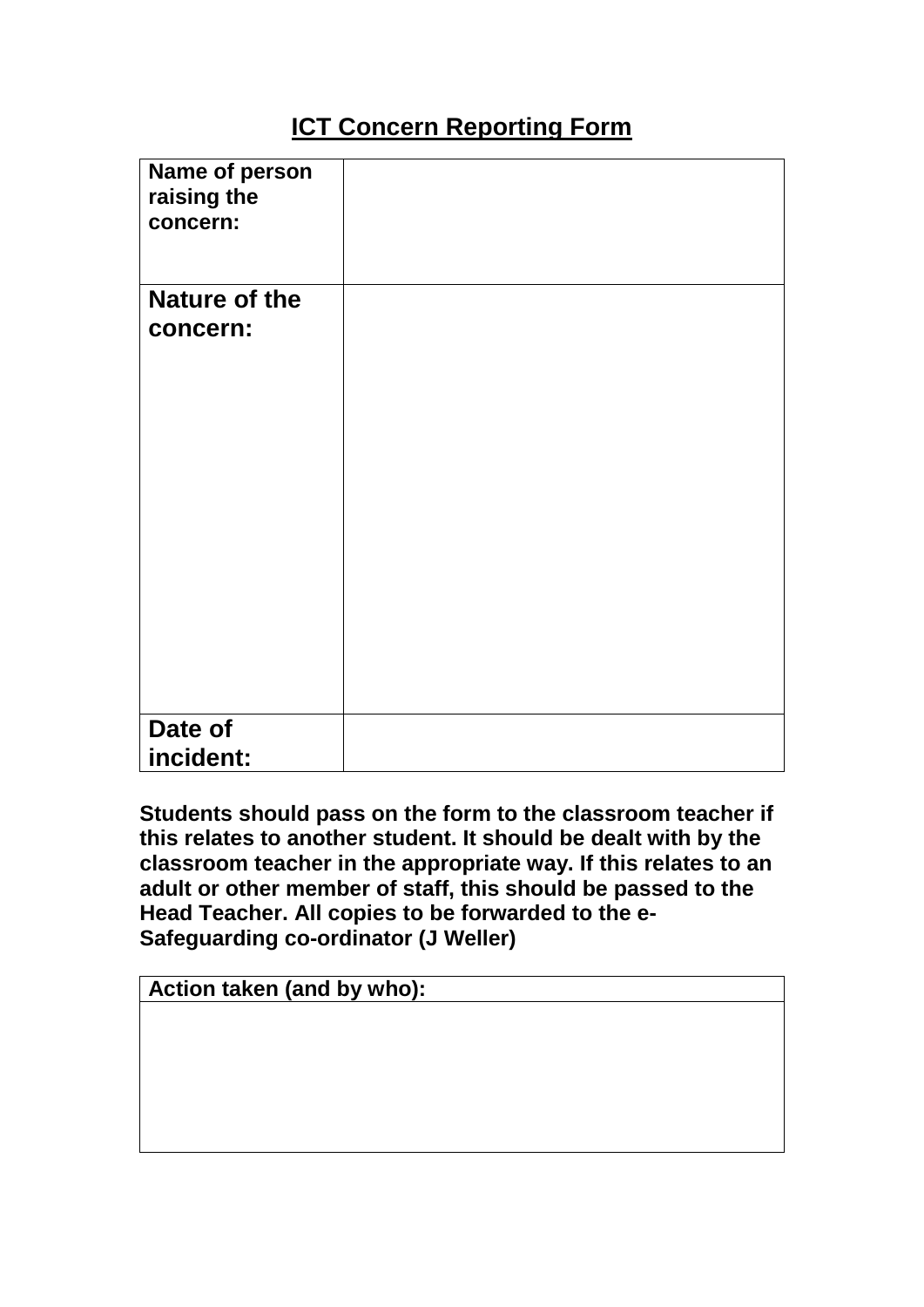# ICT Concern Reporting Form

| | |
|---|---|
| **Name of person raising the concern:** | |
| **Nature of the concern:** | |
| **Date of incident:** | |

**Students should pass on the form to the classroom teacher if this relates to another student. It should be dealt with by the classroom teacher in the appropriate way. If this relates to an adult or other member of staff, this should be passed to the Head Teacher. All copies to be forwarded to the e-Safeguarding co-ordinator (J Weller)**

| **Action taken (and by who):** |
|---|
| |